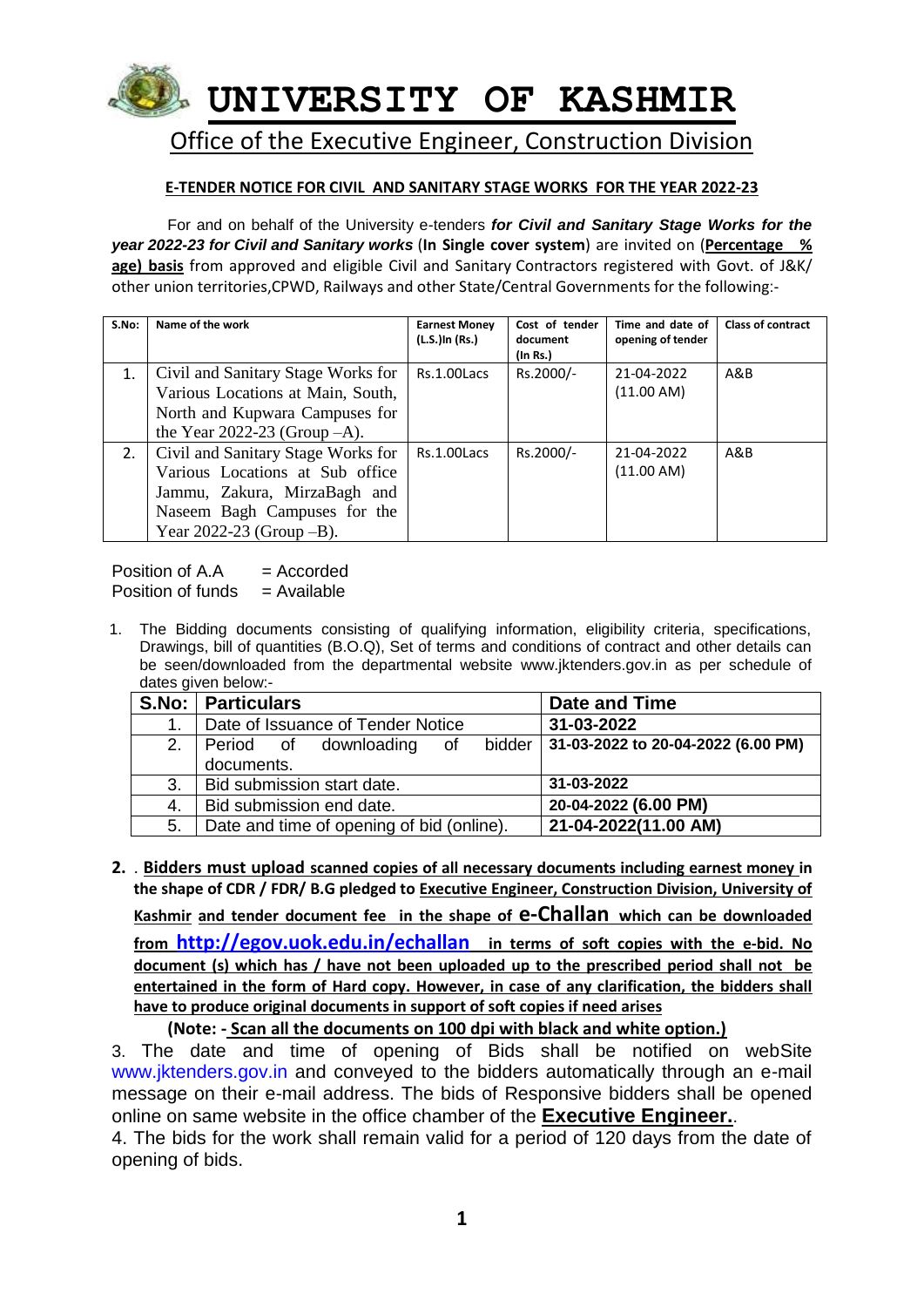# UNIVERSITY OF KASHMIR

## Office of the Executive Engineer, Construction Division

**E-TENDER NOTICE FOR CIVIL AND SANITARY STAGE WORKS FOR THE YEAR 2022-23**

For and on behalf of the University e-tenders ***for Civil and Sanitary Stage Works for the year 2022-23 for Civil and Sanitary works*** (**In Single cover system**) are invited on (**Percentage % age) basis** from approved and eligible Civil and Sanitary Contractors registered with Govt. of J&K/ other union territories,CPWD, Railways and other State/Central Governments for the following:-

| S.No: | Name of the work | Earnest Money (L.S.)In (Rs.) | Cost of tender document (In Rs.) | Time and date of opening of tender | Class of contract |
|---|---|---|---|---|---|
| 1. | Civil and Sanitary Stage Works for Various Locations at Main, South, North and Kupwara Campuses for the Year 2022-23 (Group –A). | Rs.1.00Lacs | Rs.2000/- | 21-04-2022 (11.00 AM) | A&B |
| 2. | Civil and Sanitary Stage Works for Various Locations at Sub office Jammu, Zakura, MirzaBagh and Naseem Bagh Campuses for the Year 2022-23 (Group –B). | Rs.1.00Lacs | Rs.2000/- | 21-04-2022 (11.00 AM) | A&B |

Position of A.A = Accorded
Position of funds = Available

1. The Bidding documents consisting of qualifying information, eligibility criteria, specifications, Drawings, bill of quantities (B.O.Q), Set of terms and conditions of contract and other details can be seen/downloaded from the departmental website www.jktenders.gov.in as per schedule of dates given below:-

| S.No: | Particulars | Date and Time |
|---|---|---|
| 1. | Date of Issuance of Tender Notice | **31-03-2022** |
| 2. | Period of downloading of bidder documents. | **31-03-2022 to 20-04-2022 (6.00 PM)** |
| 3. | Bid submission start date. | **31-03-2022** |
| 4. | Bid submission end date. | **20-04-2022 (6.00 PM)** |
| 5. | Date and time of opening of bid (online). | **21-04-2022(11.00 AM)** |

2. . **Bidders must upload scanned copies of all necessary documents including earnest money in the shape of CDR / FDR/ B.G pledged to Executive Engineer, Construction Division, University of Kashmir and tender document fee in the shape of e-Challan which can be downloaded from http://egov.uok.edu.in/echallan in terms of soft copies with the e-bid. No document (s) which has / have not been uploaded up to the prescribed period shall not be entertained in the form of Hard copy. However, in case of any clarification, the bidders shall have to produce original documents in support of soft copies if need arises**

   **(Note: - Scan all the documents on 100 dpi with black and white option.)**

3. The date and time of opening of Bids shall be notified on webSite www.jktenders.gov.in and conveyed to the bidders automatically through an e-mail message on their e-mail address. The bids of Responsive bidders shall be opened online on same website in the office chamber of the **Executive Engineer.**.

4. The bids for the work shall remain valid for a period of 120 days from the date of opening of bids.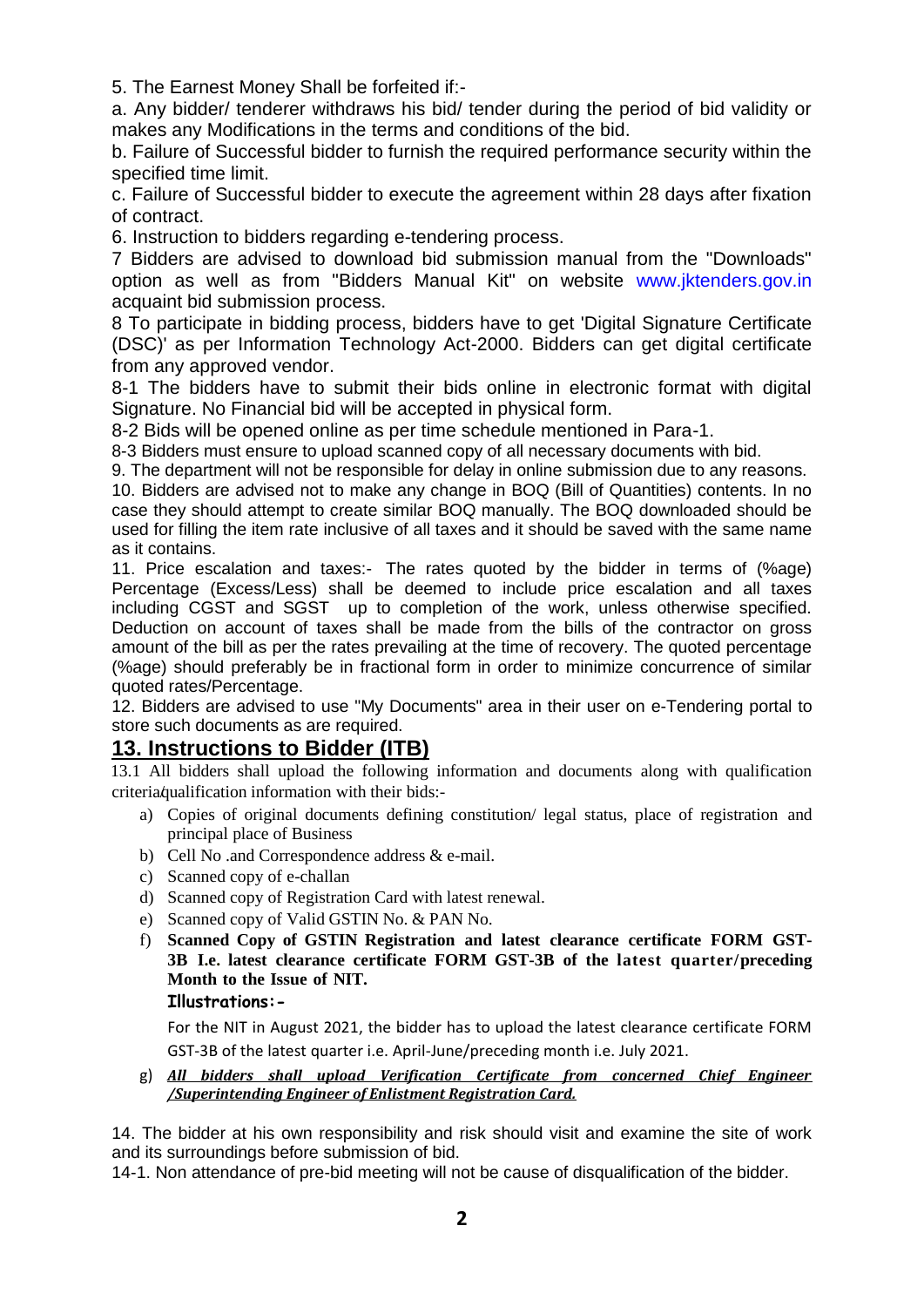5. The Earnest Money Shall be forfeited if:-

a. Any bidder/ tenderer withdraws his bid/ tender during the period of bid validity or makes any Modifications in the terms and conditions of the bid.

b. Failure of Successful bidder to furnish the required performance security within the specified time limit.

c. Failure of Successful bidder to execute the agreement within 28 days after fixation of contract.

6. Instruction to bidders regarding e-tendering process.

7 Bidders are advised to download bid submission manual from the "Downloads" option as well as from "Bidders Manual Kit" on website www.jktenders.gov.in acquaint bid submission process.

8 To participate in bidding process, bidders have to get 'Digital Signature Certificate (DSC)' as per Information Technology Act-2000. Bidders can get digital certificate from any approved vendor.

8-1 The bidders have to submit their bids online in electronic format with digital Signature. No Financial bid will be accepted in physical form.

8-2 Bids will be opened online as per time schedule mentioned in Para-1.

8-3 Bidders must ensure to upload scanned copy of all necessary documents with bid.

9. The department will not be responsible for delay in online submission due to any reasons.

10. Bidders are advised not to make any change in BOQ (Bill of Quantities) contents. In no case they should attempt to create similar BOQ manually. The BOQ downloaded should be used for filling the item rate inclusive of all taxes and it should be saved with the same name as it contains.

11. Price escalation and taxes:- The rates quoted by the bidder in terms of (%age) Percentage (Excess/Less) shall be deemed to include price escalation and all taxes including CGST and SGST up to completion of the work, unless otherwise specified. Deduction on account of taxes shall be made from the bills of the contractor on gross amount of the bill as per the rates prevailing at the time of recovery. The quoted percentage (%age) should preferably be in fractional form in order to minimize concurrence of similar quoted rates/Percentage.

12. Bidders are advised to use "My Documents" area in their user on e-Tendering portal to store such documents as are required.

## 13. Instructions to Bidder (ITB)

13.1 All bidders shall upload the following information and documents along with qualification criteria/qualification information with their bids:-

a) Copies of original documents defining constitution/ legal status, place of registration and principal place of Business
b) Cell No .and Correspondence address & e-mail.
c) Scanned copy of e-challan
d) Scanned copy of Registration Card with latest renewal.
e) Scanned copy of Valid GSTIN No. & PAN No.
f) **Scanned Copy of GSTIN Registration and latest clearance certificate FORM GST-3B I.e. latest clearance certificate FORM GST-3B of the latest quarter/preceding Month to the Issue of NIT.**

   **Illustrations:-**

   For the NIT in August 2021, the bidder has to upload the latest clearance certificate FORM GST-3B of the latest quarter i.e. April-June/preceding month i.e. July 2021.

g) ***All bidders shall upload Verification Certificate from concerned Chief Engineer /Superintending Engineer of Enlistment Registration Card.***

14. The bidder at his own responsibility and risk should visit and examine the site of work and its surroundings before submission of bid.

14-1. Non attendance of pre-bid meeting will not be cause of disqualification of the bidder.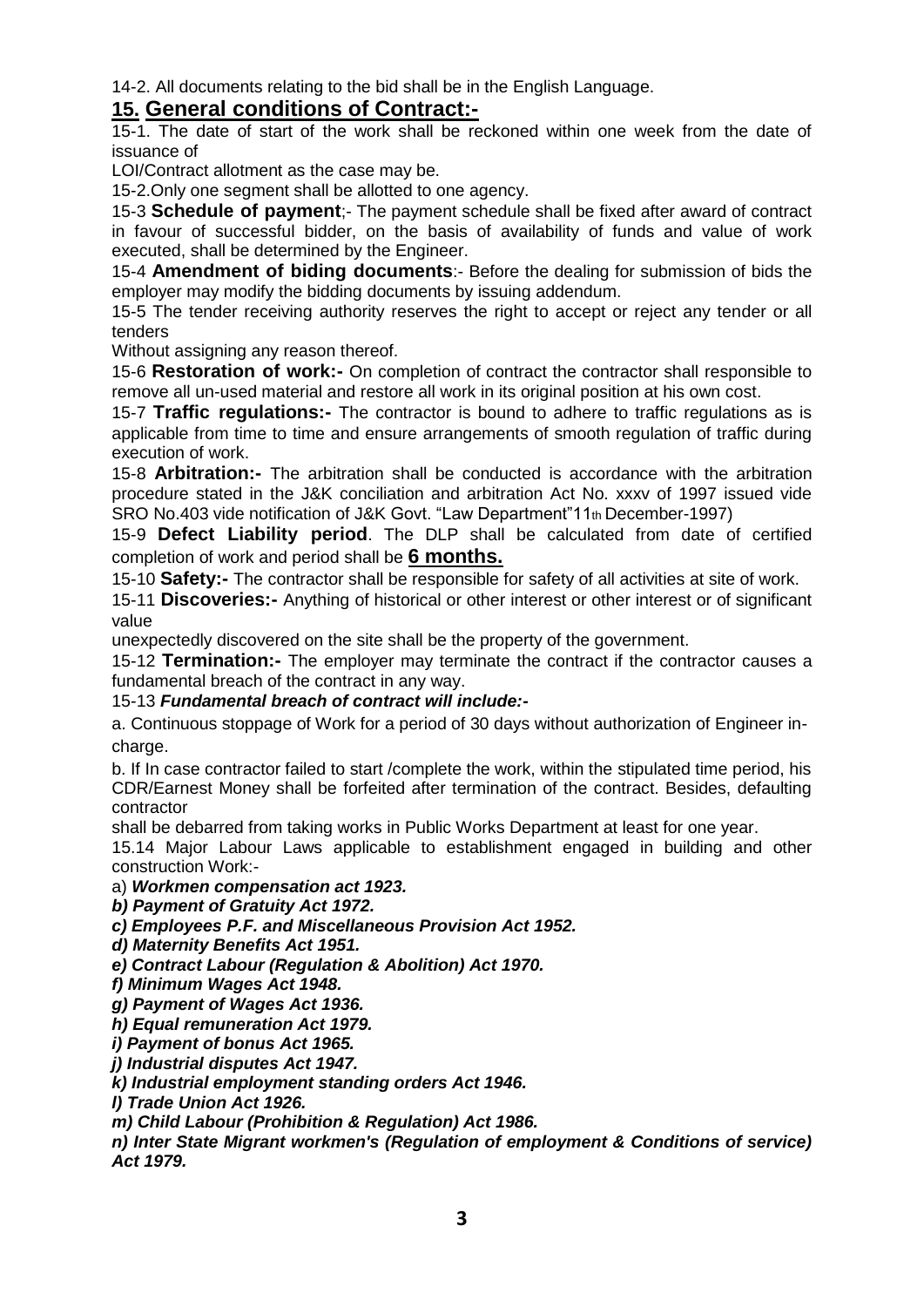14-2. All documents relating to the bid shall be in the English Language.

## 15. General conditions of Contract:-

15-1. The date of start of the work shall be reckoned within one week from the date of issuance of
LOI/Contract allotment as the case may be.

15-2.Only one segment shall be allotted to one agency.

15-3 **Schedule of payment**;- The payment schedule shall be fixed after award of contract in favour of successful bidder, on the basis of availability of funds and value of work executed, shall be determined by the Engineer.

15-4 **Amendment of biding documents**:- Before the dealing for submission of bids the employer may modify the bidding documents by issuing addendum.

15-5 The tender receiving authority reserves the right to accept or reject any tender or all tenders
Without assigning any reason thereof.

15-6 **Restoration of work:-** On completion of contract the contractor shall responsible to remove all un-used material and restore all work in its original position at his own cost.

15-7 **Traffic regulations:-** The contractor is bound to adhere to traffic regulations as is applicable from time to time and ensure arrangements of smooth regulation of traffic during execution of work.

15-8 **Arbitration:-** The arbitration shall be conducted is accordance with the arbitration procedure stated in the J&K conciliation and arbitration Act No. xxxv of 1997 issued vide SRO No.403 vide notification of J&K Govt. "Law Department"11th December-1997)

15-9 **Defect Liability period**. The DLP shall be calculated from date of certified completion of work and period shall be **6 months.**

15-10 **Safety:-** The contractor shall be responsible for safety of all activities at site of work.

15-11 **Discoveries:-** Anything of historical or other interest or other interest or of significant value
unexpectedly discovered on the site shall be the property of the government.

15-12 **Termination:-** The employer may terminate the contract if the contractor causes a fundamental breach of the contract in any way.

15-13 ***Fundamental breach of contract will include:-***

a. Continuous stoppage of Work for a period of 30 days without authorization of Engineer in-charge.

b. If In case contractor failed to start /complete the work, within the stipulated time period, his CDR/Earnest Money shall be forfeited after termination of the contract. Besides, defaulting contractor
shall be debarred from taking works in Public Works Department at least for one year.

15.14 Major Labour Laws applicable to establishment engaged in building and other construction Work:-

a) ***Workmen compensation act 1923.***
***b) Payment of Gratuity Act 1972.***
***c) Employees P.F. and Miscellaneous Provision Act 1952.***
***d) Maternity Benefits Act 1951.***
***e) Contract Labour (Regulation & Abolition) Act 1970.***
***f) Minimum Wages Act 1948.***
***g) Payment of Wages Act 1936.***
***h) Equal remuneration Act 1979.***
***i) Payment of bonus Act 1965.***
***j) Industrial disputes Act 1947.***
***k) Industrial employment standing orders Act 1946.***
***l) Trade Union Act 1926.***
***m) Child Labour (Prohibition & Regulation) Act 1986.***
***n) Inter State Migrant workmen's (Regulation of employment & Conditions of service) Act 1979.***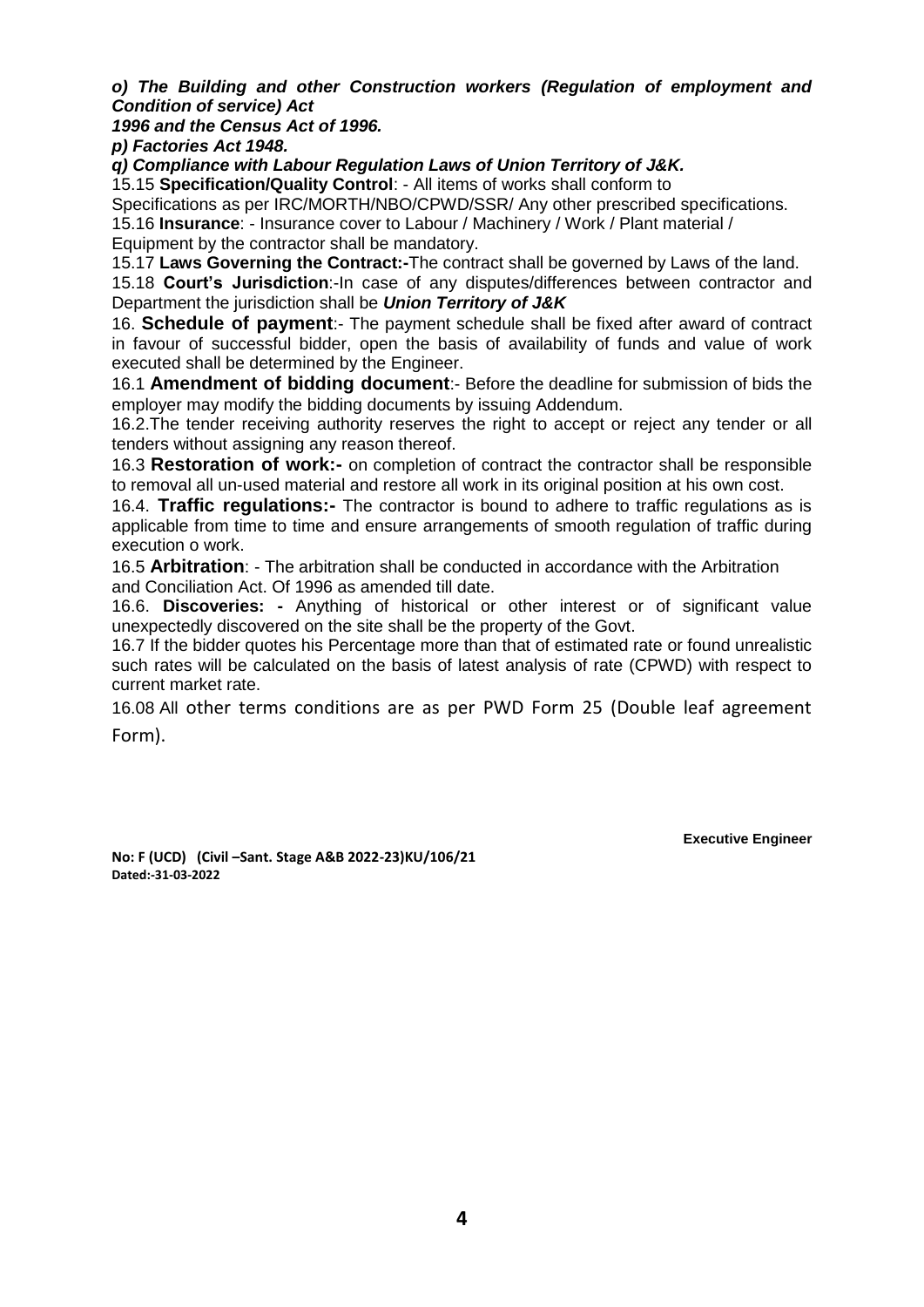***o) The Building and other Construction workers (Regulation of employment and Condition of service) Act***
***1996 and the Census Act of 1996.***
***p) Factories Act 1948.***
***q) Compliance with Labour Regulation Laws of Union Territory of J&K.***

15.15 **Specification/Quality Control**: - All items of works shall conform to Specifications as per IRC/MORTH/NBO/CPWD/SSR/ Any other prescribed specifications.

15.16 **Insurance**: - Insurance cover to Labour / Machinery / Work / Plant material / Equipment by the contractor shall be mandatory.

15.17 **Laws Governing the Contract:-**The contract shall be governed by Laws of the land.

15.18 **Court's Jurisdiction**:-In case of any disputes/differences between contractor and Department the jurisdiction shall be ***Union Territory of J&K***

16. **Schedule of payment**:- The payment schedule shall be fixed after award of contract in favour of successful bidder, open the basis of availability of funds and value of work executed shall be determined by the Engineer.

16.1 **Amendment of bidding document**:- Before the deadline for submission of bids the employer may modify the bidding documents by issuing Addendum.

16.2.The tender receiving authority reserves the right to accept or reject any tender or all tenders without assigning any reason thereof.

16.3 **Restoration of work:-** on completion of contract the contractor shall be responsible to removal all un-used material and restore all work in its original position at his own cost.

16.4. **Traffic regulations:-** The contractor is bound to adhere to traffic regulations as is applicable from time to time and ensure arrangements of smooth regulation of traffic during execution o work.

16.5 **Arbitration**: - The arbitration shall be conducted in accordance with the Arbitration and Conciliation Act. Of 1996 as amended till date.

16.6. **Discoveries: -** Anything of historical or other interest or of significant value unexpectedly discovered on the site shall be the property of the Govt.

16.7 If the bidder quotes his Percentage more than that of estimated rate or found unrealistic such rates will be calculated on the basis of latest analysis of rate (CPWD) with respect to current market rate.

16.08 All other terms conditions are as per PWD Form 25 (Double leaf agreement Form).

**Executive Engineer**

**No: F (UCD) (Civil –Sant. Stage A&B 2022-23)KU/106/21**
**Dated:-31-03-2022**